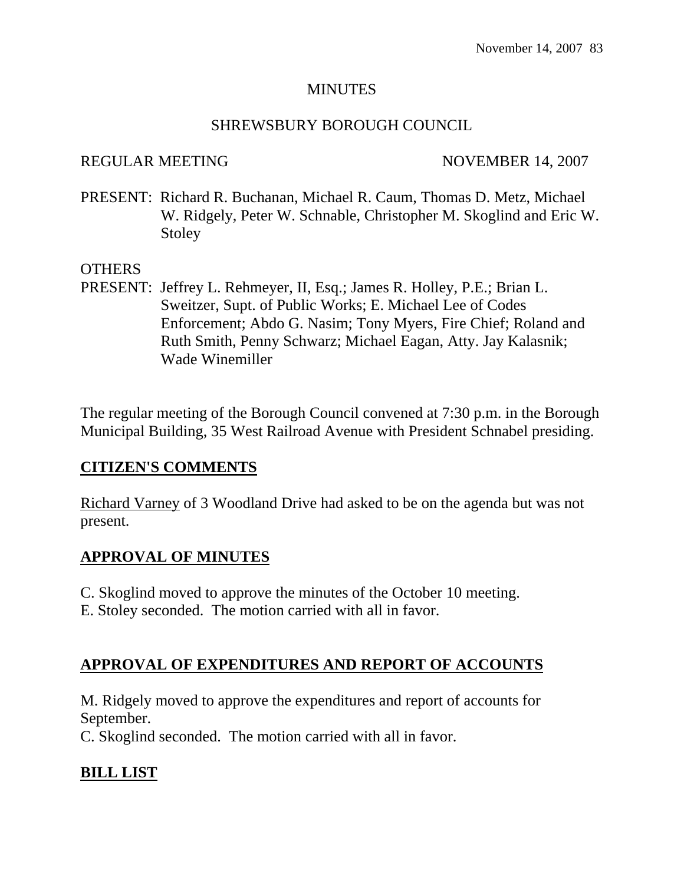# MINUTES

## SHREWSBURY BOROUGH COUNCIL

REGULAR MEETING NOVEMBER 14, 2007

PRESENT: Richard R. Buchanan, Michael R. Caum, Thomas D. Metz, Michael W. Ridgely, Peter W. Schnable, Christopher M. Skoglind and Eric W. Stoley

OTHERS PRESENT: Jeffrey L. Rehmeyer, II, Esq.; James R. Holley, P.E.; Brian L. Sweitzer, Supt. of Public Works; E. Michael Lee of Codes Enforcement; Abdo G. Nasim; Tony Myers, Fire Chief; Roland and Ruth Smith, Penny Schwarz; Michael Eagan, Atty. Jay Kalasnik; Wade Winemiller

The regular meeting of the Borough Council convened at 7:30 p.m. in the Borough Municipal Building, 35 West Railroad Avenue with President Schnabel presiding.

**CITIZEN'S COMMENTS**

Richard Varney of 3 Woodland Drive had asked to be on the agenda but was not present.

**APPROVAL OF MINUTES**

C. Skoglind moved to approve the minutes of the October 10 meeting.
E. Stoley seconded. The motion carried with all in favor.

**APPROVAL OF EXPENDITURES AND REPORT OF ACCOUNTS**

M. Ridgely moved to approve the expenditures and report of accounts for September.
C. Skoglind seconded. The motion carried with all in favor.

**BILL LIST**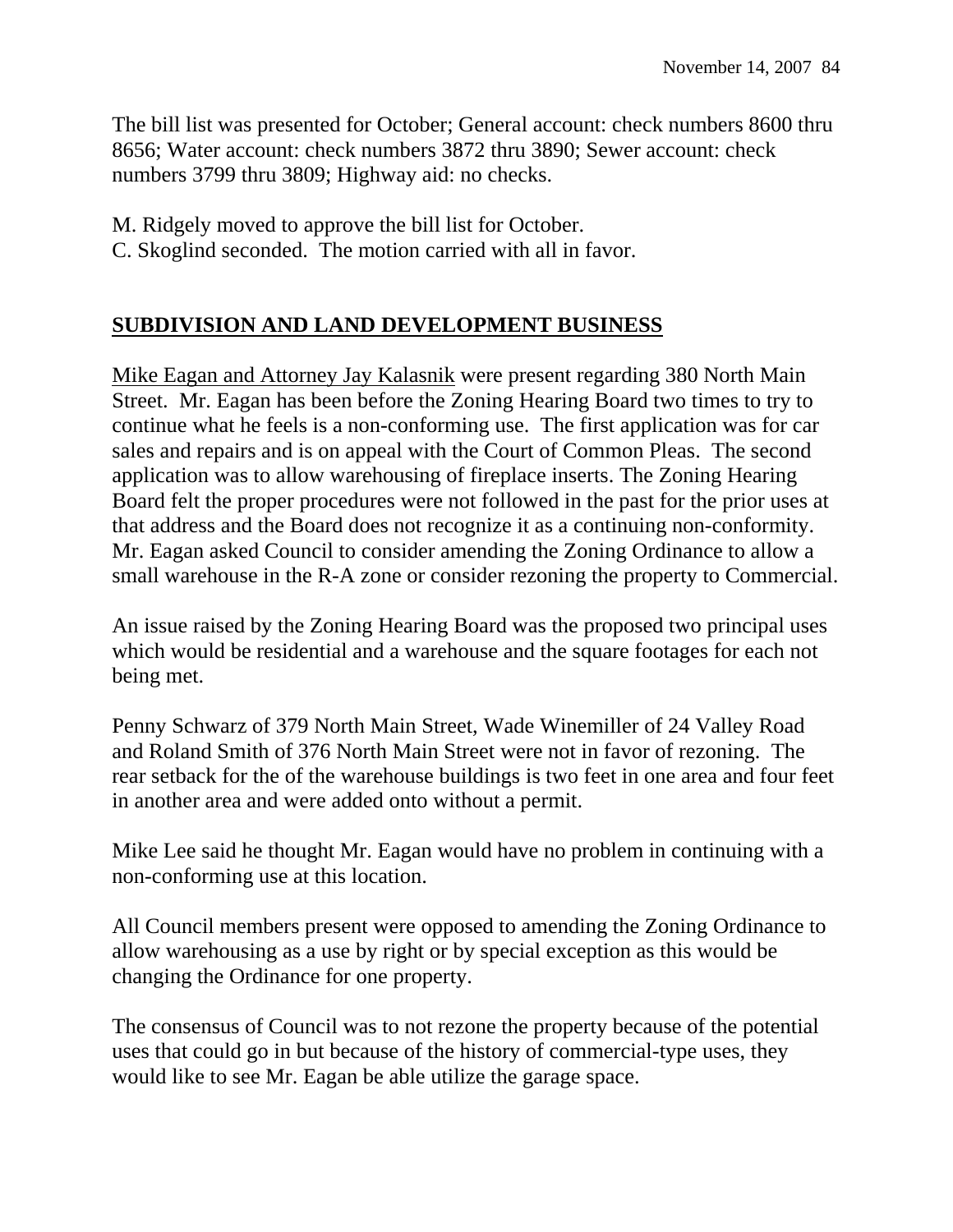The bill list was presented for October; General account: check numbers 8600 thru 8656; Water account: check numbers 3872 thru 3890; Sewer account: check numbers 3799 thru 3809; Highway aid: no checks.

M. Ridgely moved to approve the bill list for October.
C. Skoglind seconded. The motion carried with all in favor.

## SUBDIVISION AND LAND DEVELOPMENT BUSINESS

Mike Eagan and Attorney Jay Kalasnik were present regarding 380 North Main Street. Mr. Eagan has been before the Zoning Hearing Board two times to try to continue what he feels is a non-conforming use. The first application was for car sales and repairs and is on appeal with the Court of Common Pleas. The second application was to allow warehousing of fireplace inserts. The Zoning Hearing Board felt the proper procedures were not followed in the past for the prior uses at that address and the Board does not recognize it as a continuing non-conformity. Mr. Eagan asked Council to consider amending the Zoning Ordinance to allow a small warehouse in the R-A zone or consider rezoning the property to Commercial.

An issue raised by the Zoning Hearing Board was the proposed two principal uses which would be residential and a warehouse and the square footages for each not being met.

Penny Schwarz of 379 North Main Street, Wade Winemiller of 24 Valley Road and Roland Smith of 376 North Main Street were not in favor of rezoning. The rear setback for the of the warehouse buildings is two feet in one area and four feet in another area and were added onto without a permit.

Mike Lee said he thought Mr. Eagan would have no problem in continuing with a non-conforming use at this location.

All Council members present were opposed to amending the Zoning Ordinance to allow warehousing as a use by right or by special exception as this would be changing the Ordinance for one property.

The consensus of Council was to not rezone the property because of the potential uses that could go in but because of the history of commercial-type uses, they would like to see Mr. Eagan be able utilize the garage space.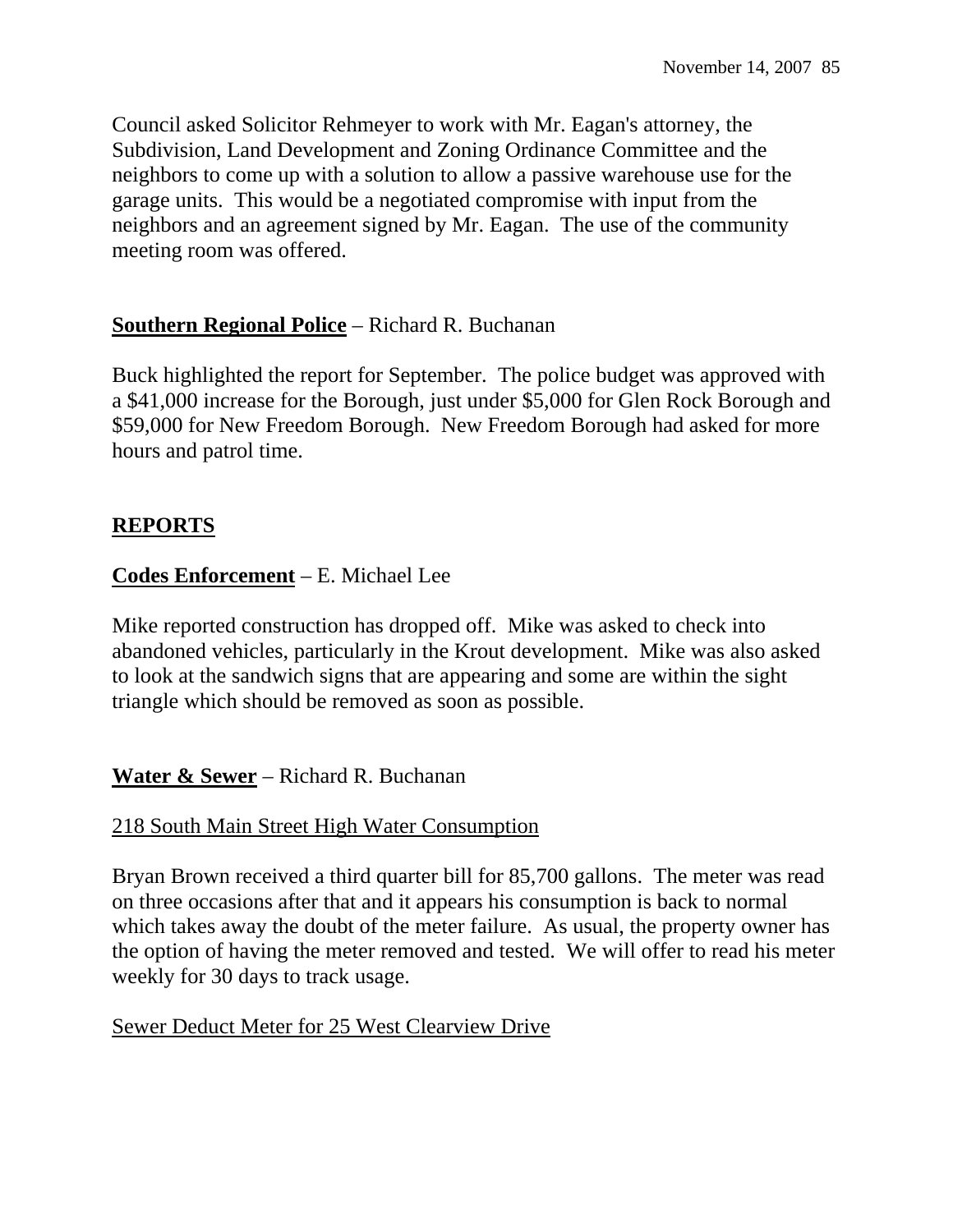Council asked Solicitor Rehmeyer to work with Mr. Eagan's attorney, the Subdivision, Land Development and Zoning Ordinance Committee and the neighbors to come up with a solution to allow a passive warehouse use for the garage units. This would be a negotiated compromise with input from the neighbors and an agreement signed by Mr. Eagan. The use of the community meeting room was offered.

**Southern Regional Police** – Richard R. Buchanan

Buck highlighted the report for September. The police budget was approved with a $41,000 increase for the Borough, just under $5,000 for Glen Rock Borough and $59,000 for New Freedom Borough. New Freedom Borough had asked for more hours and patrol time.

## REPORTS

**Codes Enforcement** – E. Michael Lee

Mike reported construction has dropped off. Mike was asked to check into abandoned vehicles, particularly in the Krout development. Mike was also asked to look at the sandwich signs that are appearing and some are within the sight triangle which should be removed as soon as possible.

**Water & Sewer** – Richard R. Buchanan

218 South Main Street High Water Consumption

Bryan Brown received a third quarter bill for 85,700 gallons. The meter was read on three occasions after that and it appears his consumption is back to normal which takes away the doubt of the meter failure. As usual, the property owner has the option of having the meter removed and tested. We will offer to read his meter weekly for 30 days to track usage.

Sewer Deduct Meter for 25 West Clearview Drive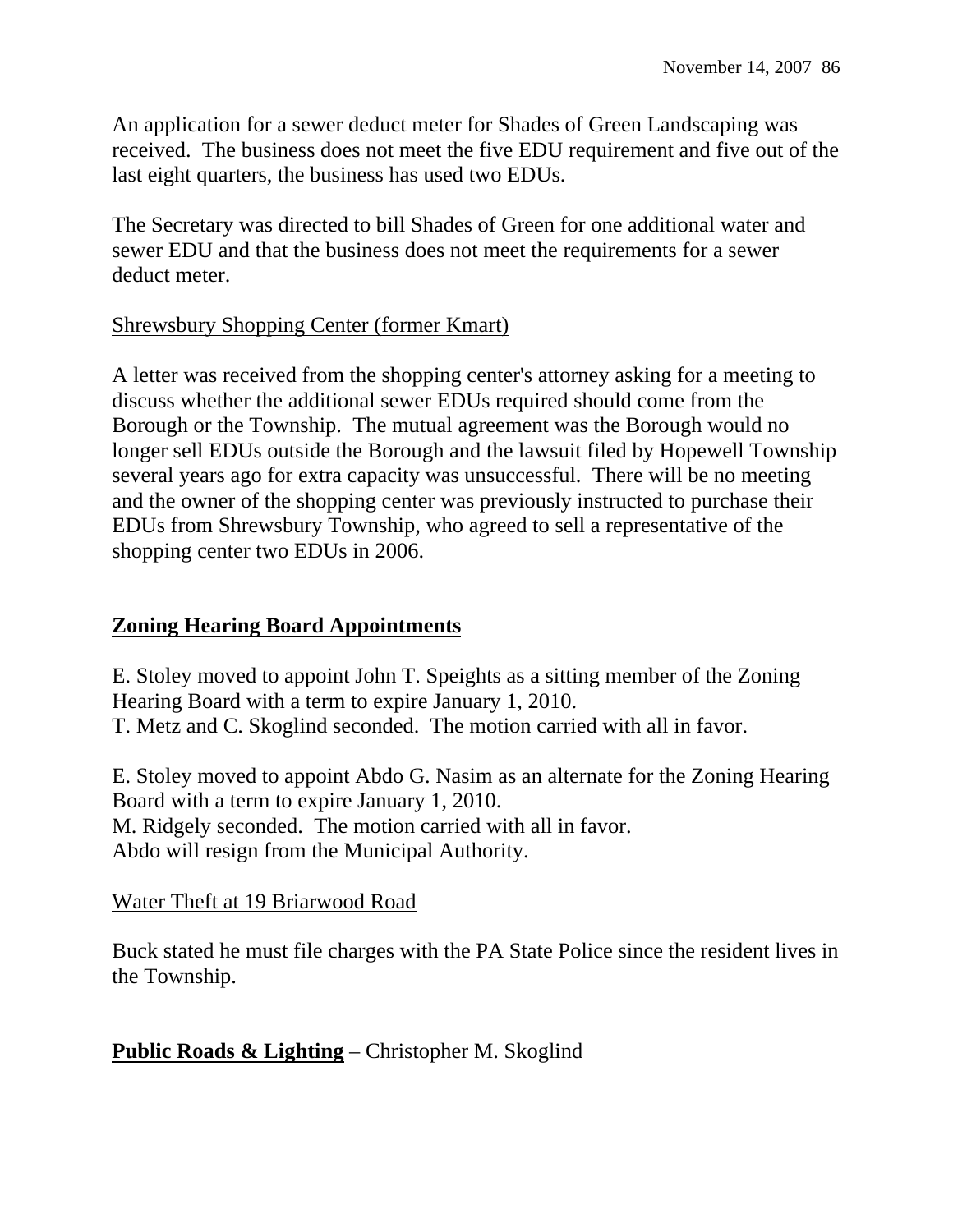An application for a sewer deduct meter for Shades of Green Landscaping was received. The business does not meet the five EDU requirement and five out of the last eight quarters, the business has used two EDUs.

The Secretary was directed to bill Shades of Green for one additional water and sewer EDU and that the business does not meet the requirements for a sewer deduct meter.

Shrewsbury Shopping Center (former Kmart)

A letter was received from the shopping center's attorney asking for a meeting to discuss whether the additional sewer EDUs required should come from the Borough or the Township. The mutual agreement was the Borough would no longer sell EDUs outside the Borough and the lawsuit filed by Hopewell Township several years ago for extra capacity was unsuccessful. There will be no meeting and the owner of the shopping center was previously instructed to purchase their EDUs from Shrewsbury Township, who agreed to sell a representative of the shopping center two EDUs in 2006.

## Zoning Hearing Board Appointments

E. Stoley moved to appoint John T. Speights as a sitting member of the Zoning Hearing Board with a term to expire January 1, 2010.
T. Metz and C. Skoglind seconded. The motion carried with all in favor.

E. Stoley moved to appoint Abdo G. Nasim as an alternate for the Zoning Hearing Board with a term to expire January 1, 2010.
M. Ridgely seconded. The motion carried with all in favor.
Abdo will resign from the Municipal Authority.

Water Theft at 19 Briarwood Road

Buck stated he must file charges with the PA State Police since the resident lives in the Township.

## Public Roads & Lighting – Christopher M. Skoglind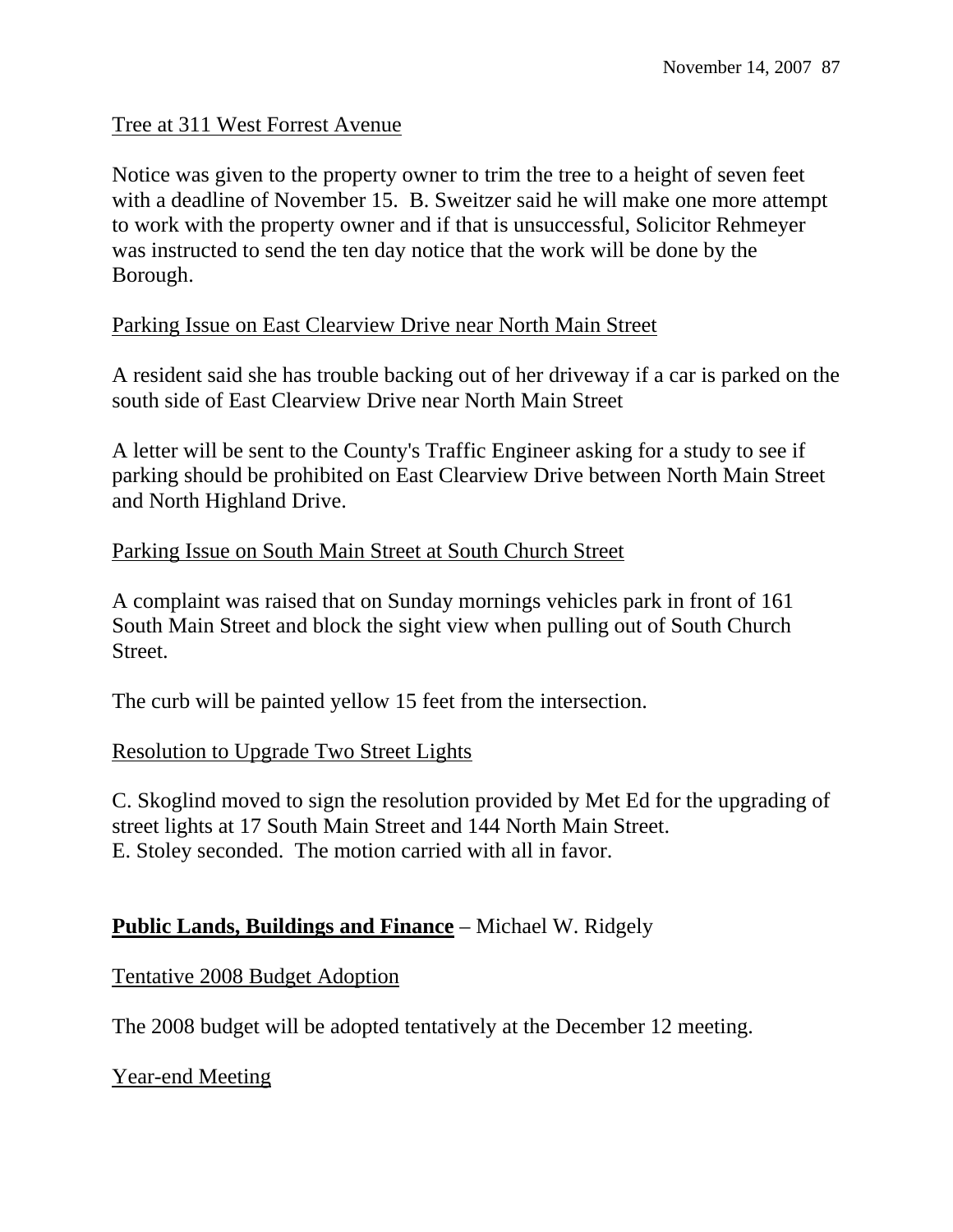Tree at 311 West Forrest Avenue

Notice was given to the property owner to trim the tree to a height of seven feet with a deadline of November 15. B. Sweitzer said he will make one more attempt to work with the property owner and if that is unsuccessful, Solicitor Rehmeyer was instructed to send the ten day notice that the work will be done by the Borough.

Parking Issue on East Clearview Drive near North Main Street

A resident said she has trouble backing out of her driveway if a car is parked on the south side of East Clearview Drive near North Main Street

A letter will be sent to the County's Traffic Engineer asking for a study to see if parking should be prohibited on East Clearview Drive between North Main Street and North Highland Drive.

Parking Issue on South Main Street at South Church Street

A complaint was raised that on Sunday mornings vehicles park in front of 161 South Main Street and block the sight view when pulling out of South Church Street.

The curb will be painted yellow 15 feet from the intersection.

Resolution to Upgrade Two Street Lights

C. Skoglind moved to sign the resolution provided by Met Ed for the upgrading of street lights at 17 South Main Street and 144 North Main Street.
E. Stoley seconded. The motion carried with all in favor.

## **Public Lands, Buildings and Finance** – Michael W. Ridgely

Tentative 2008 Budget Adoption

The 2008 budget will be adopted tentatively at the December 12 meeting.

Year-end Meeting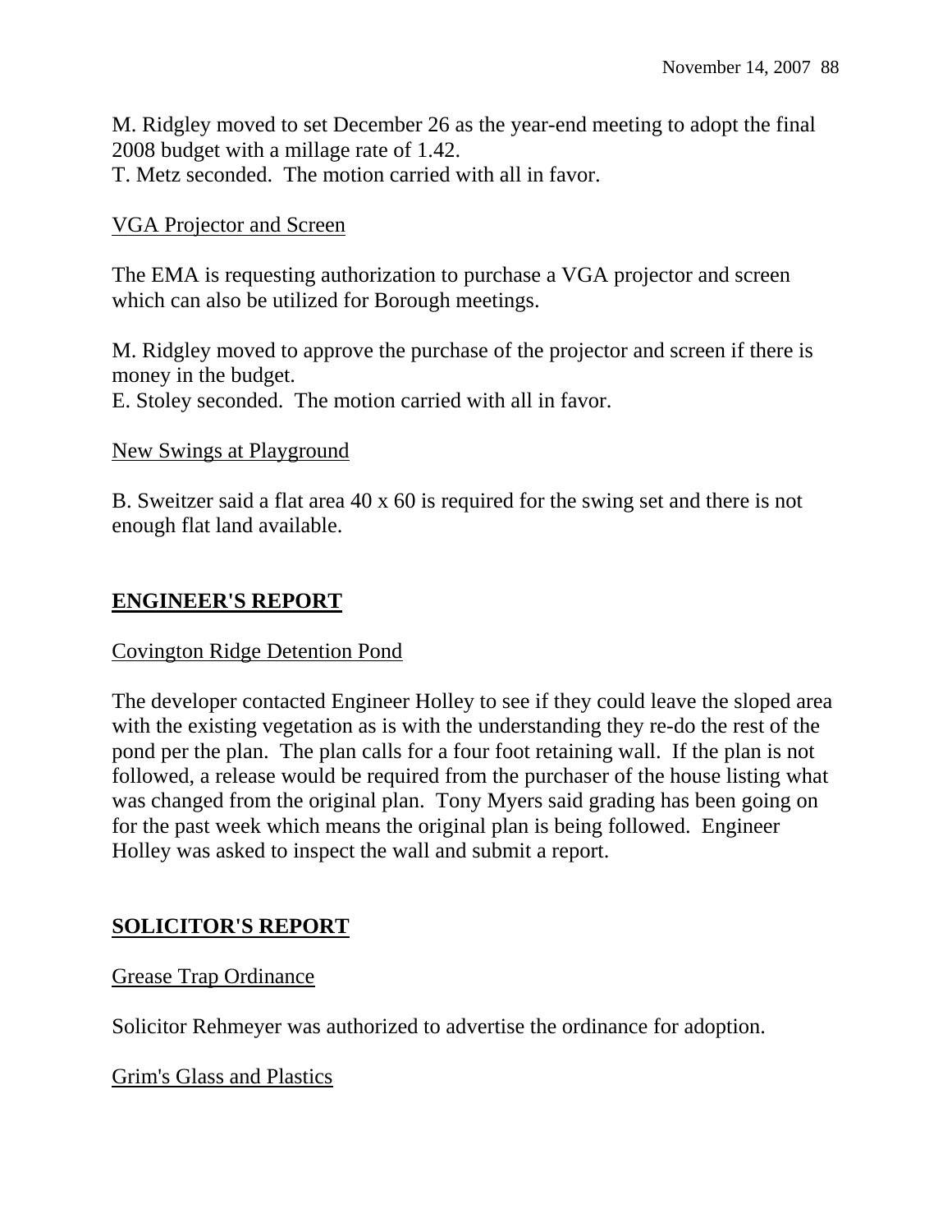M. Ridgley moved to set December 26 as the year-end meeting to adopt the final 2008 budget with a millage rate of 1.42.
T. Metz seconded. The motion carried with all in favor.

<u>VGA Projector and Screen</u>

The EMA is requesting authorization to purchase a VGA projector and screen which can also be utilized for Borough meetings.

M. Ridgley moved to approve the purchase of the projector and screen if there is money in the budget.
E. Stoley seconded. The motion carried with all in favor.

<u>New Swings at Playground</u>

B. Sweitzer said a flat area 40 x 60 is required for the swing set and there is not enough flat land available.

## ENGINEER'S REPORT

<u>Covington Ridge Detention Pond</u>

The developer contacted Engineer Holley to see if they could leave the sloped area with the existing vegetation as is with the understanding they re-do the rest of the pond per the plan. The plan calls for a four foot retaining wall. If the plan is not followed, a release would be required from the purchaser of the house listing what was changed from the original plan. Tony Myers said grading has been going on for the past week which means the original plan is being followed. Engineer Holley was asked to inspect the wall and submit a report.

## SOLICITOR'S REPORT

<u>Grease Trap Ordinance</u>

Solicitor Rehmeyer was authorized to advertise the ordinance for adoption.

<u>Grim's Glass and Plastics</u>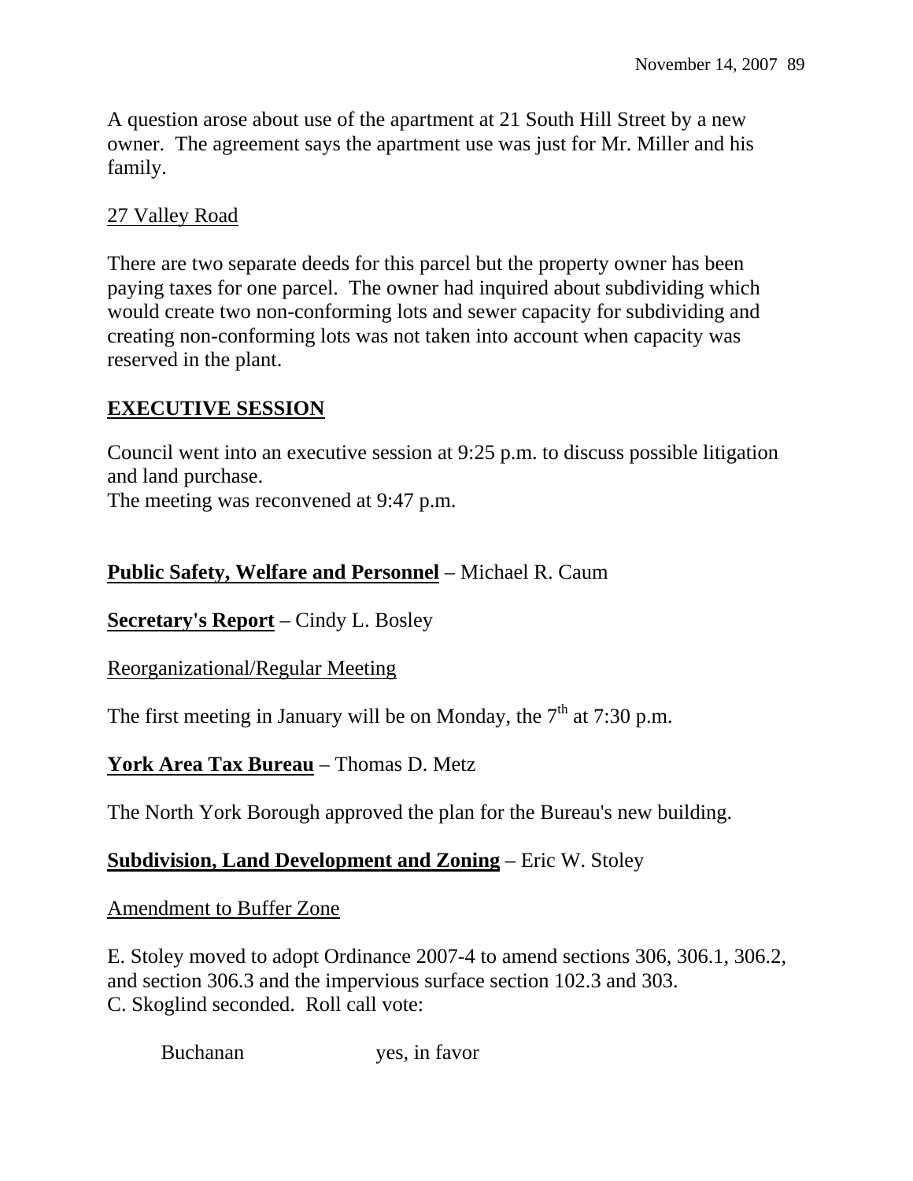A question arose about use of the apartment at 21 South Hill Street by a new owner. The agreement says the apartment use was just for Mr. Miller and his family.

27 Valley Road

There are two separate deeds for this parcel but the property owner has been paying taxes for one parcel. The owner had inquired about subdividing which would create two non-conforming lots and sewer capacity for subdividing and creating non-conforming lots was not taken into account when capacity was reserved in the plant.

**EXECUTIVE SESSION**

Council went into an executive session at 9:25 p.m. to discuss possible litigation and land purchase.
The meeting was reconvened at 9:47 p.m.

**Public Safety, Welfare and Personnel** – Michael R. Caum

**Secretary's Report** – Cindy L. Bosley

Reorganizational/Regular Meeting

The first meeting in January will be on Monday, the 7th at 7:30 p.m.

**York Area Tax Bureau** – Thomas D. Metz

The North York Borough approved the plan for the Bureau's new building.

**Subdivision, Land Development and Zoning** – Eric W. Stoley

Amendment to Buffer Zone

E. Stoley moved to adopt Ordinance 2007-4 to amend sections 306, 306.1, 306.2, and section 306.3 and the impervious surface section 102.3 and 303.
C. Skoglind seconded. Roll call vote:

Buchanan yes, in favor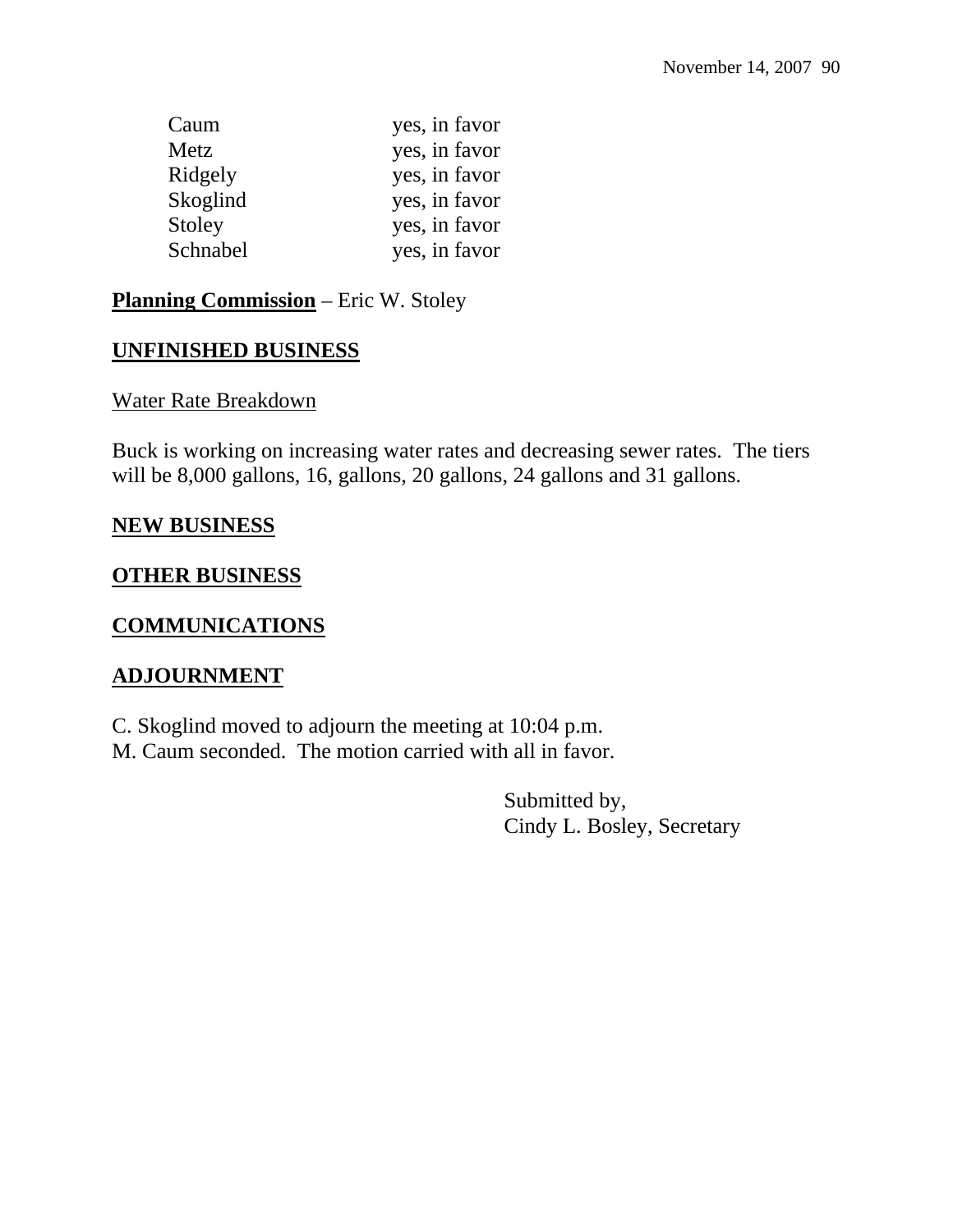| | |
|---|---|
| Caum | yes, in favor |
| Metz | yes, in favor |
| Ridgely | yes, in favor |
| Skoglind | yes, in favor |
| Stoley | yes, in favor |
| Schnabel | yes, in favor |

**Planning Commission** – Eric W. Stoley

**UNFINISHED BUSINESS**

Water Rate Breakdown

Buck is working on increasing water rates and decreasing sewer rates. The tiers will be 8,000 gallons, 16, gallons, 20 gallons, 24 gallons and 31 gallons.

**NEW BUSINESS**

**OTHER BUSINESS**

**COMMUNICATIONS**

**ADJOURNMENT**

C. Skoglind moved to adjourn the meeting at 10:04 p.m.
M. Caum seconded. The motion carried with all in favor.

Submitted by,
Cindy L. Bosley, Secretary